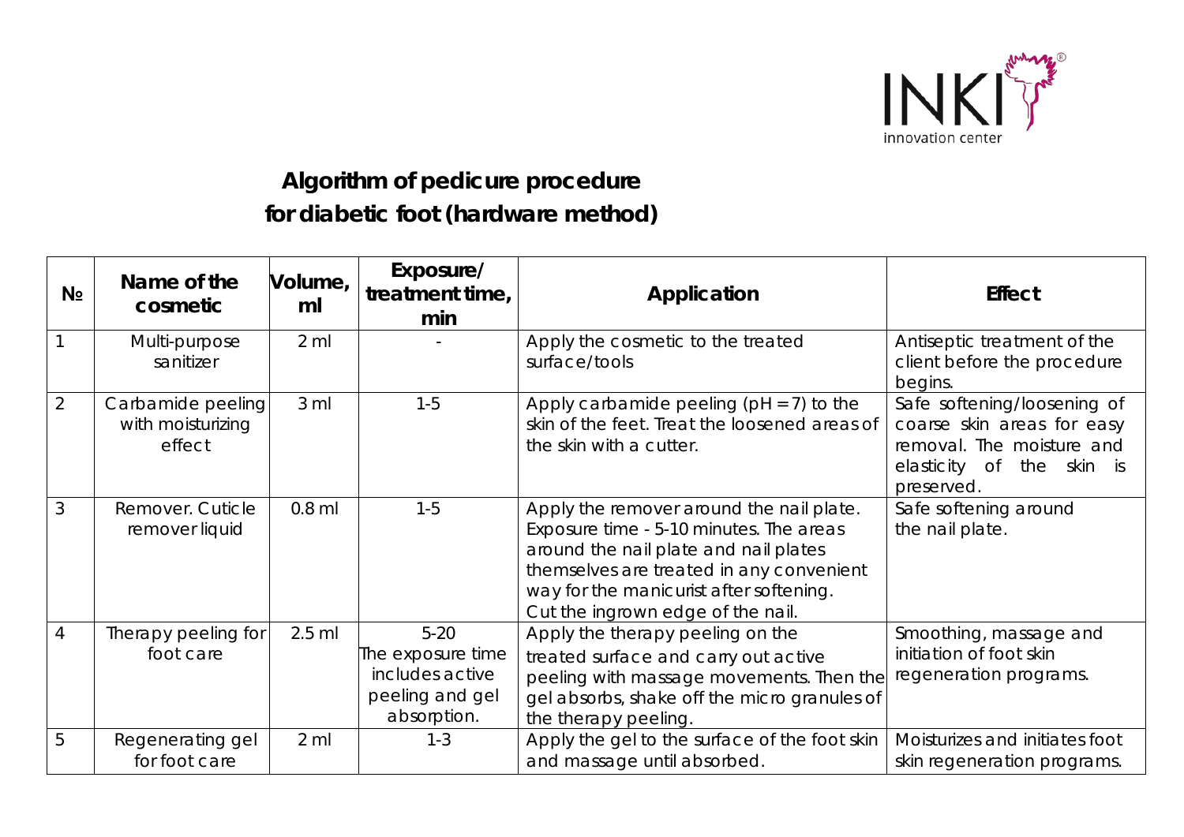## Algorithm of pedicure procedure for diabetic foot (hardware method)

| № | Name of the cosmetic | Volume, ml | Exposure/ treatment time, min | Application | Effect |
|---|---|---|---|---|---|
| 1 | Multi-purpose sanitizer | 2 ml | - | Apply the cosmetic to the treated surface/tools | Antiseptic treatment of the client before the procedure begins. |
| 2 | Carbamide peeling with moisturizing effect | 3 ml | 1-5 | Apply carbamide peeling (pH = 7) to the skin of the feet. Treat the loosened areas of the skin with a cutter. | Safe softening/loosening of coarse skin areas for easy removal. The moisture and elasticity of the skin is preserved. |
| 3 | Remover. Cuticle remover liquid | 0.8 ml | 1-5 | Apply the remover around the nail plate. Exposure time - 5-10 minutes. The areas around the nail plate and nail plates themselves are treated in any convenient way for the manicurist after softening. Cut the ingrown edge of the nail. | Safe softening around the nail plate. |
| 4 | Therapy peeling for foot care | 2.5 ml | 5-20 The exposure time includes active peeling and gel absorption. | Apply the therapy peeling on the treated surface and carry out active peeling with massage movements. Then the gel absorbs, shake off the micro granules of the therapy peeling. | Smoothing, massage and initiation of foot skin regeneration programs. |
| 5 | Regenerating gel for foot care | 2 ml | 1-3 | Apply the gel to the surface of the foot skin and massage until absorbed. | Moisturizes and initiates foot skin regeneration programs. |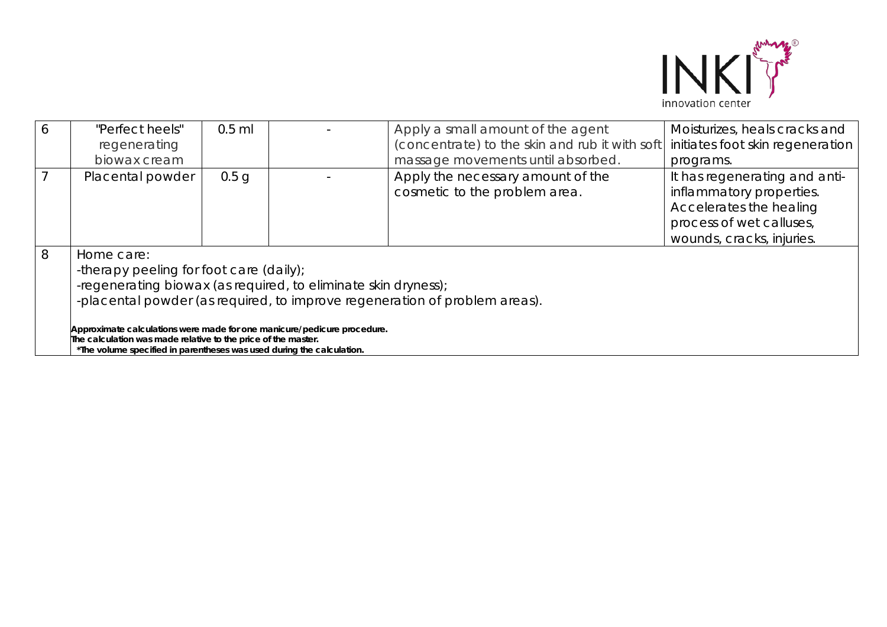| | | | | | |
|---|---|---|---|---|---|
| 6 | "Perfect heels" regenerating biowax cream | 0.5 ml | - | Apply a small amount of the agent (concentrate) to the skin and rub it with soft massage movements until absorbed. | Moisturizes, heals cracks and initiates foot skin regeneration programs. |
| 7 | Placental powder | 0.5 g | - | Apply the necessary amount of the cosmetic to the problem area. | It has regenerating and anti-inflammatory properties. Accelerates the healing process of wet calluses, wounds, cracks, injuries. |
| 8 | Home care:<br>-therapy peeling for foot care (daily);<br>-regenerating biowax (as required, to eliminate skin dryness);<br>-placental powder (as required, to improve regeneration of problem areas).<br><br>**Approximate calculations were made for one manicure/pedicure procedure.**<br>**The calculation was made relative to the price of the master.**<br>**\*The volume specified in parentheses was used during the calculation.** | | | | |